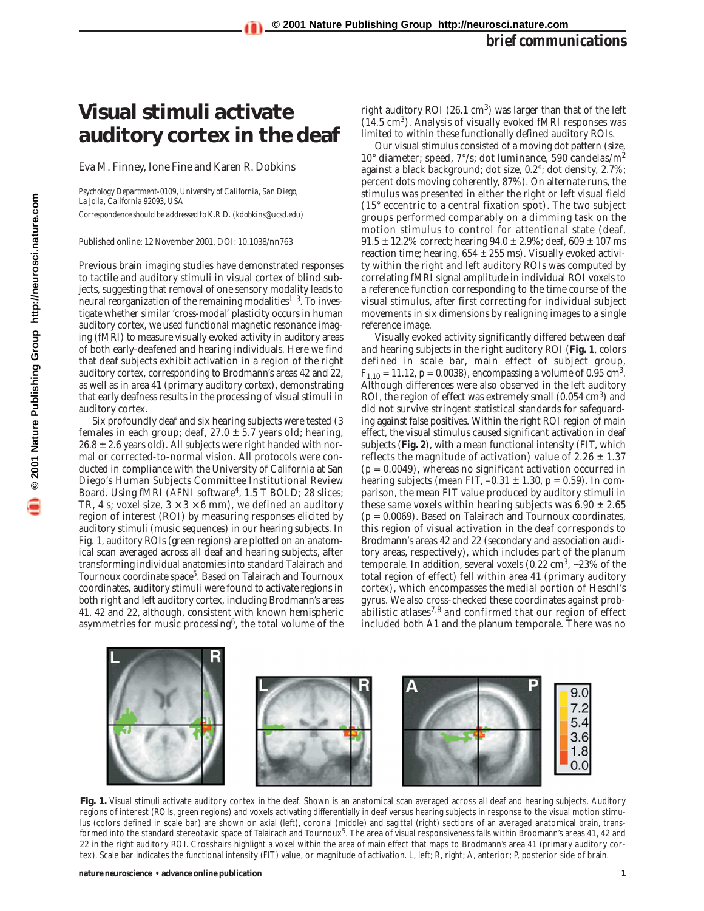# Visual stimuli activate auditory cortex in the deaf

Eva M. Finney, Ione Fine and Karen R. Dobkins

*Psychology Department-0109, University of California, San Diego, La Jolla, California 92093, USA*

*Correspondence should be addressed to K.R.D. (kdobkins@ucsd.edu)*

Published online: 12 November 2001, DOI: 10.1038/nn763

Previous brain imaging studies have demonstrated responses to tactile and auditory stimuli in visual cortex of blind subjects, suggesting that removal of one sensory modality leads to neural reorganization of the remaining modalities[1–3]. To investigate whether similar 'cross-modal' plasticity occurs in human auditory cortex, we used functional magnetic resonance imaging (fMRI) to measure visually evoked activity in auditory areas of both early-deafened and hearing individuals. Here we find that deaf subjects exhibit activation in a region of the right auditory cortex, corresponding to Brodmann's areas 42 and 22, as well as in area 41 (primary auditory cortex), demonstrating that early deafness results in the processing of visual stimuli in auditory cortex.

Six profoundly deaf and six hearing subjects were tested (3 females in each group; deaf, 27.0 ± 5.7 years old; hearing, 26.8 ± 2.6 years old). All subjects were right handed with normal or corrected-to-normal vision. All protocols were conducted in compliance with the University of California at San Diego's Human Subjects Committee Institutional Review Board. Using fMRI (AFNI software[4], 1.5 T BOLD; 28 slices; TR, 4 s; voxel size, 3 × 3 × 6 mm), we defined an auditory region of interest (ROI) by measuring responses elicited by auditory stimuli (music sequences) in our hearing subjects. In Fig. 1, auditory ROIs (green regions) are plotted on an anatomical scan averaged across all deaf and hearing subjects, after transforming individual anatomies into standard Talairach and Tournoux coordinate space[5]. Based on Talairach and Tournoux coordinates, auditory stimuli were found to activate regions in both right and left auditory cortex, including Brodmann's areas 41, 42 and 22, although, consistent with known hemispheric asymmetries for music processing[6], the total volume of the right auditory ROI (26.1 $cm^3$) was larger than that of the left (14.5 $cm^3$). Analysis of visually evoked fMRI responses was limited to within these functionally defined auditory ROIs.

Our visual stimulus consisted of a moving dot pattern (size, 10° diameter; speed, 7°/s; dot luminance, 590 candelas/$m^2$ against a black background; dot size, 0.2°; dot density, 2.7%; percent dots moving coherently, 87%). On alternate runs, the stimulus was presented in either the right or left visual field (15° eccentric to a central fixation spot). The two subject groups performed comparably on a dimming task on the motion stimulus to control for attentional state (deaf, 91.5 ± 12.2% correct; hearing 94.0 ± 2.9%; deaf, 609 ± 107 ms reaction time; hearing, 654 ± 255 ms). Visually evoked activity within the right and left auditory ROIs was computed by correlating fMRI signal amplitude in individual ROI voxels to a reference function corresponding to the time course of the visual stimulus, after first correcting for individual subject movements in six dimensions by realigning images to a single reference image.

Visually evoked activity significantly differed between deaf and hearing subjects in the right auditory ROI (**Fig. 1**, colors defined in scale bar, main effect of subject group, $F_{1,10} = 11.12$, $p = 0.0038$), encompassing a volume of 0.95 $cm^3$. Although differences were also observed in the left auditory ROI, the region of effect was extremely small (0.054 $cm^3$) and did not survive stringent statistical standards for safeguarding against false positives. Within the right ROI region of main effect, the visual stimulus caused significant activation in deaf subjects (**Fig. 2**), with a mean functional intensity (FIT, which reflects the magnitude of activation) value of 2.26 ± 1.37 ($p = 0.0049$), whereas no significant activation occurred in hearing subjects (mean FIT, –0.31 ± 1.30, $p = 0.59$). In comparison, the mean FIT value produced by auditory stimuli in these same voxels within hearing subjects was 6.90 ± 2.65 ($p = 0.0069$). Based on Talairach and Tournoux coordinates, this region of visual activation in the deaf corresponds to Brodmann's areas 42 and 22 (secondary and association auditory areas, respectively), which includes part of the planum temporale. In addition, several voxels (0.22 $cm^3$, ~23% of the total region of effect) fell within area 41 (primary auditory cortex), which encompasses the medial portion of Heschl's gyrus. We also cross-checked these coordinates against probabilistic atlases[7,8] and confirmed that our region of effect included both A1 and the planum temporale. There was no

**Fig. 1.** Visual stimuli activate auditory cortex in the deaf. Shown is an anatomical scan averaged across all deaf and hearing subjects. Auditory regions of interest (ROIs, green regions) and voxels activating differentially in deaf versus hearing subjects in response to the visual motion stimulus (colors defined in scale bar) are shown on axial (left), coronal (middle) and sagittal (right) sections of an averaged anatomical brain, transformed into the standard stereotaxic space of Talairach and Tournoux[5]. The area of visual responsiveness falls within Brodmann's areas 41, 42 and 22 in the right auditory ROI. Crosshairs highlight a voxel within the area of main effect that maps to Brodmann's area 41 (primary auditory cortex). Scale bar indicates the functional intensity (FIT) value, or magnitude of activation. L, left; R, right; A, anterior; P, posterior side of brain.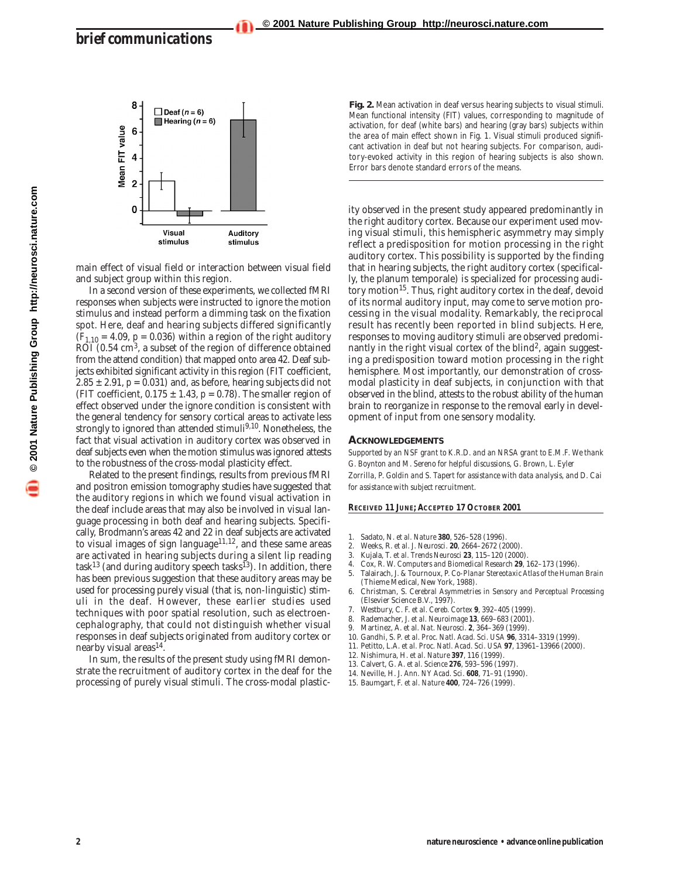8
6
4
2
0

Mean FIT value

Deaf ($n = 6$)
Hearing ($n = 6$)

Visual stimulus
Auditory stimulus

**Fig. 2.** Mean activation in deaf versus hearing subjects to visual stimuli. Mean functional intensity (FIT) values, corresponding to magnitude of activation, for deaf (white bars) and hearing (gray bars) subjects within the area of main effect shown in Fig. 1. Visual stimuli produced significant activation in deaf but not hearing subjects. For comparison, auditory-evoked activity in this region of hearing subjects is also shown. Error bars denote standard errors of the means.

main effect of visual field or interaction between visual field and subject group within this region.

In a second version of these experiments, we collected fMRI responses when subjects were instructed to ignore the motion stimulus and instead perform a dimming task on the fixation spot. Here, deaf and hearing subjects differed significantly ($F_{1,10} = 4.09$, $p = 0.036$) within a region of the right auditory ROI (0.54 $cm^3$, a subset of the region of difference obtained from the attend condition) that mapped onto area 42. Deaf subjects exhibited significant activity in this region (FIT coefficient, $2.85 \pm 2.91$, $p = 0.031$) and, as before, hearing subjects did not (FIT coefficient, $0.175 \pm 1.43$, $p = 0.78$). The smaller region of effect observed under the ignore condition is consistent with the general tendency for sensory cortical areas to activate less strongly to ignored than attended stimuli[9,10]. Nonetheless, the fact that visual activation in auditory cortex was observed in deaf subjects even when the motion stimulus was ignored attests to the robustness of the cross-modal plasticity effect.

Related to the present findings, results from previous fMRI and positron emission tomography studies have suggested that the auditory regions in which we found visual activation in the deaf include areas that may also be involved in visual language processing in both deaf and hearing subjects. Specifically, Brodmann's areas 42 and 22 in deaf subjects are activated to visual images of sign language[11,12], and these same areas are activated in hearing subjects during a silent lip reading task[13] (and during auditory speech tasks[13]). In addition, there has been previous suggestion that these auditory areas may be used for processing purely visual (that is, non-linguistic) stimuli in the deaf. However, these earlier studies used techniques with poor spatial resolution, such as electroencephalography, that could not distinguish whether visual responses in deaf subjects originated from auditory cortex or nearby visual areas[14].

In sum, the results of the present study using fMRI demonstrate the recruitment of auditory cortex in the deaf for the processing of purely visual stimuli. The cross-modal plasticity observed in the present study appeared predominantly in the right auditory cortex. Because our experiment used moving visual stimuli, this hemispheric asymmetry may simply reflect a predisposition for motion processing in the right auditory cortex. This possibility is supported by the finding that in hearing subjects, the right auditory cortex (specifically, the planum temporale) is specialized for processing auditory motion[15]. Thus, right auditory cortex in the deaf, devoid of its normal auditory input, may come to serve motion processing in the visual modality. Remarkably, the reciprocal result has recently been reported in blind subjects. Here, responses to moving auditory stimuli are observed predominantly in the right visual cortex of the blind[2], again suggesting a predisposition toward motion processing in the right hemisphere. Most importantly, our demonstration of cross-modal plasticity in deaf subjects, in conjunction with that observed in the blind, attests to the robust ability of the human brain to reorganize in response to the removal early in development of input from one sensory modality.

## ACKNOWLEDGEMENTS

*Supported by an NSF grant to K.R.D. and an NRSA grant to E.M.F. We thank G. Boynton and M. Sereno for helpful discussions, G. Brown, L. Eyler Zorrilla, P. Goldin and S. Tapert for assistance with data analysis, and D. Cai for assistance with subject recruitment.*

**RECEIVED 11 JUNE; ACCEPTED 17 OCTOBER 2001**

1. Sadato, N. *et al. Nature* **380**, 526–528 (1996).
2. Weeks, R. *et al. J. Neurosci.* **20**, 2664–2672 (2000).
3. Kujala, T. *et al. Trends Neurosci* **23**, 115–120 (2000).
4. Cox, R. W. *Computers and Biomedical Research* **29**, 162–173 (1996).
5. Talairach, J. & Tournoux, P. *Co-Planar Stereotaxic Atlas of the Human Brain* (Thieme Medical, New York, 1988).
6. Christman, S. *Cerebral Asymmetries in Sensory and Perceptual Processing* (Elsevier Science B.V., 1997).
7. Westbury, C. F. *et al. Cereb. Cortex* **9**, 392–405 (1999).
8. Rademacher, J. *et al. Neuroimage* **13**, 669–683 (2001).
9. Martinez, A. *et al. Nat. Neurosci.* **2**, 364–369 (1999).
10. Gandhi, S. P. *et al. Proc. Natl. Acad. Sci. USA* **96**, 3314–3319 (1999).
11. Petitto, L.A. *et al. Proc. Natl. Acad. Sci. USA* **97**, 13961–13966 (2000).
12. Nishimura, H. *et al. Nature* **397**, 116 (1999).
13. Calvert, G. A. *et al. Science* **276**, 593–596 (1997).
14. Neville, H. J. *Ann. NY Acad. Sci.* **608**, 71–91 (1990).
15. Baumgart, F. *et al. Nature* **400**, 724–726 (1999).